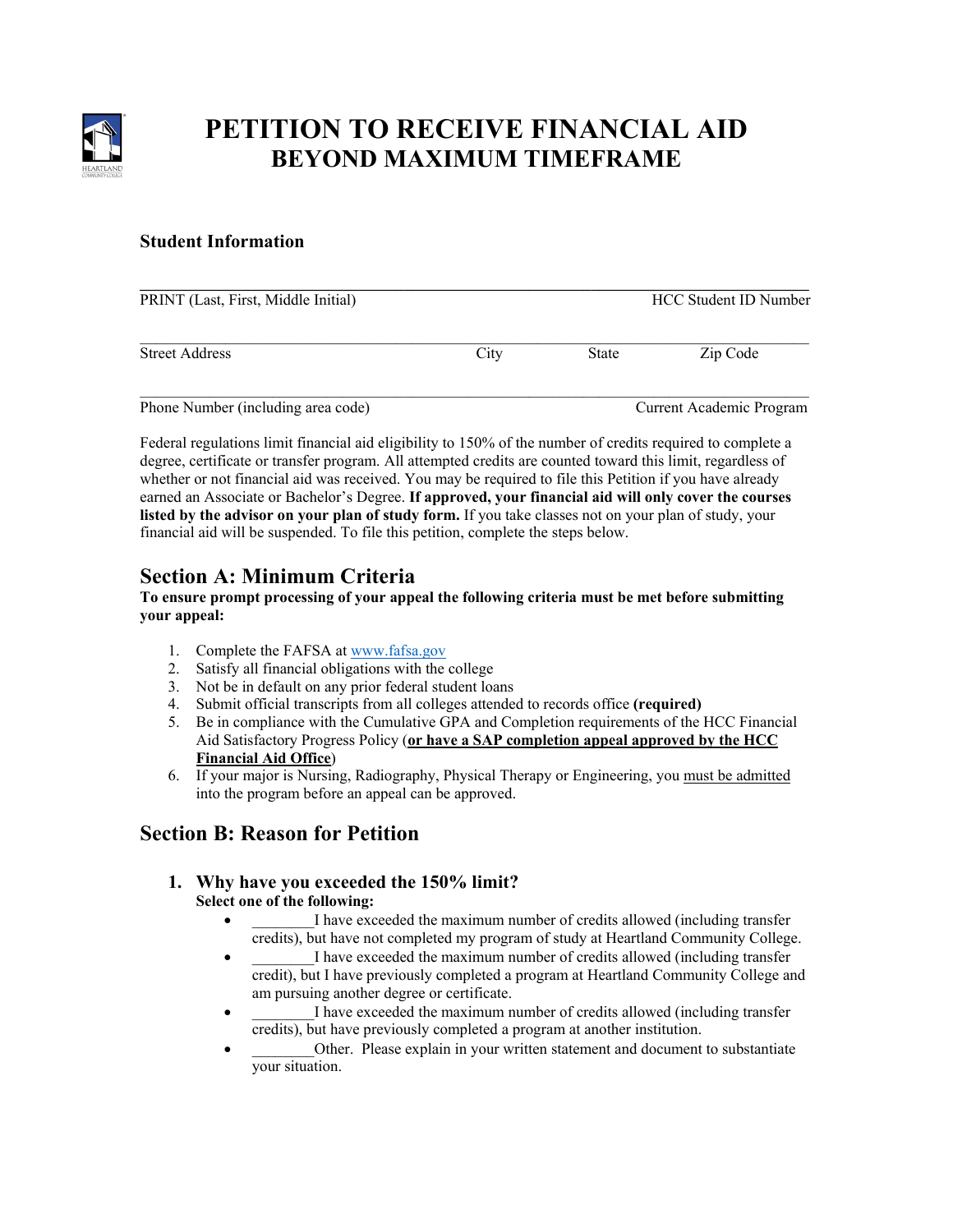# PETITION TO RECEIVE FINANCIAL AID
## BEYOND MAXIMUM TIMEFRAME

**Student Information**

\_\_\_\_\_\_\_\_\_\_\_\_\_\_\_\_\_\_\_\_\_\_\_\_\_\_\_\_\_\_\_\_\_\_\_\_\_\_\_\_\_\_\_\_\_\_\_\_\_\_\_\_\_\_\_\_\_\_\_\_\_\_\_\_\_\_\_\_\_\_\_\_\_\_\_\_

PRINT (Last, First, Middle Initial) HCC Student ID Number

\_\_\_\_\_\_\_\_\_\_\_\_\_\_\_\_\_\_\_\_\_\_\_\_\_\_\_\_\_\_\_\_\_\_\_\_\_\_\_\_\_\_\_\_\_\_\_\_\_\_\_\_\_\_\_\_\_\_\_\_\_\_\_\_\_\_\_\_\_\_\_\_\_\_\_\_

Street Address City State Zip Code

\_\_\_\_\_\_\_\_\_\_\_\_\_\_\_\_\_\_\_\_\_\_\_\_\_\_\_\_\_\_\_\_\_\_\_\_\_\_\_\_\_\_\_\_\_\_\_\_\_\_\_\_\_\_\_\_\_\_\_\_\_\_\_\_\_\_\_\_\_\_\_\_\_\_\_\_

Phone Number (including area code) Current Academic Program

Federal regulations limit financial aid eligibility to 150% of the number of credits required to complete a degree, certificate or transfer program. All attempted credits are counted toward this limit, regardless of whether or not financial aid was received. You may be required to file this Petition if you have already earned an Associate or Bachelor's Degree. **If approved, your financial aid will only cover the courses listed by the advisor on your plan of study form.** If you take classes not on your plan of study, your financial aid will be suspended. To file this petition, complete the steps below.

## Section A: Minimum Criteria

**To ensure prompt processing of your appeal the following criteria must be met before submitting your appeal:**

1. Complete the FAFSA at www.fafsa.gov
2. Satisfy all financial obligations with the college
3. Not be in default on any prior federal student loans
4. Submit official transcripts from all colleges attended to records office **(required)**
5. Be in compliance with the Cumulative GPA and Completion requirements of the HCC Financial Aid Satisfactory Progress Policy (**or have a SAP completion appeal approved by the HCC Financial Aid Office**)
6. If your major is Nursing, Radiography, Physical Therapy or Engineering, you must be admitted into the program before an appeal can be approved.

## Section B: Reason for Petition

### 1. Why have you exceeded the 150% limit?

**Select one of the following:**

- \_\_\_\_\_\_\_\_I have exceeded the maximum number of credits allowed (including transfer credits), but have not completed my program of study at Heartland Community College.
- \_\_\_\_\_\_\_\_I have exceeded the maximum number of credits allowed (including transfer credit), but I have previously completed a program at Heartland Community College and am pursuing another degree or certificate.
- \_\_\_\_\_\_\_\_I have exceeded the maximum number of credits allowed (including transfer credits), but have previously completed a program at another institution.
- \_\_\_\_\_\_\_\_Other. Please explain in your written statement and document to substantiate your situation.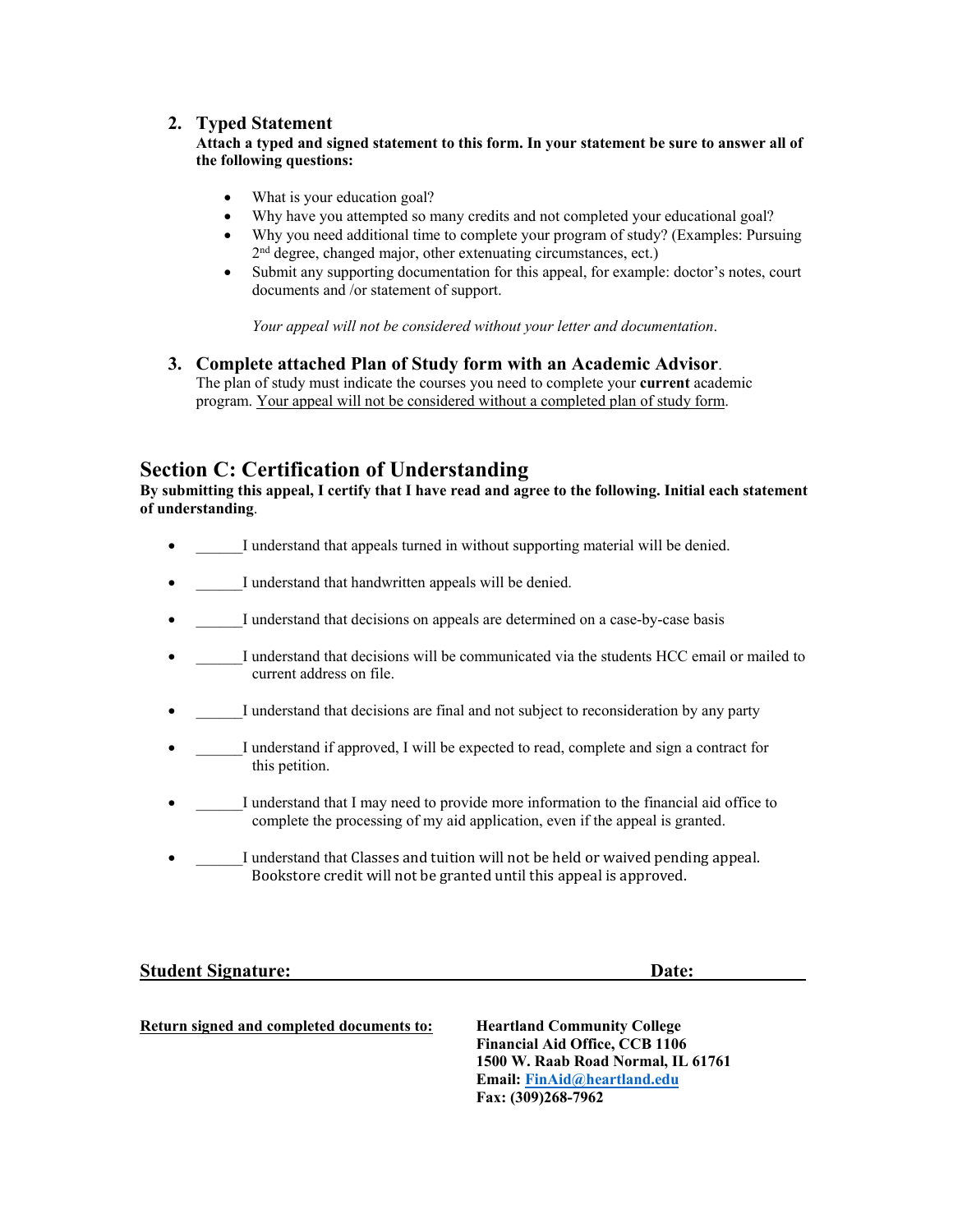2. **Typed Statement**

   **Attach a typed and signed statement to this form. In your statement be sure to answer all of the following questions:**

   - What is your education goal?
   - Why have you attempted so many credits and not completed your educational goal?
   - Why you need additional time to complete your program of study? (Examples: Pursuing 2nd degree, changed major, other extenuating circumstances, ect.)
   - Submit any supporting documentation for this appeal, for example: doctor's notes, court documents and /or statement of support.

   *Your appeal will not be considered without your letter and documentation*.

3. **Complete attached Plan of Study form with an Academic Advisor**.

   The plan of study must indicate the courses you need to complete your **current** academic program. <u>Your appeal will not be considered without a completed plan of study form</u>.

## Section C: Certification of Understanding

**By submitting this appeal, I certify that I have read and agree to the following. Initial each statement of understanding**.

- ______I understand that appeals turned in without supporting material will be denied.
- ______I understand that handwritten appeals will be denied.
- ______I understand that decisions on appeals are determined on a case-by-case basis
- ______I understand that decisions will be communicated via the students HCC email or mailed to current address on file.
- ______I understand that decisions are final and not subject to reconsideration by any party
- ______I understand if approved, I will be expected to read, complete and sign a contract for this petition.
- ______I understand that I may need to provide more information to the financial aid office to complete the processing of my aid application, even if the appeal is granted.
- ______I understand that Classes and tuition will not be held or waived pending appeal. Bookstore credit will not be granted until this appeal is approved.

**Student Signature:** ______________________________ **Date:** __________

**<u>Return signed and completed documents to:</u>**

**Heartland Community College**
**Financial Aid Office, CCB 1106**
**1500 W. Raab Road Normal, IL 61761**
**Email: FinAid@heartland.edu**
**Fax: (309)268-7962**